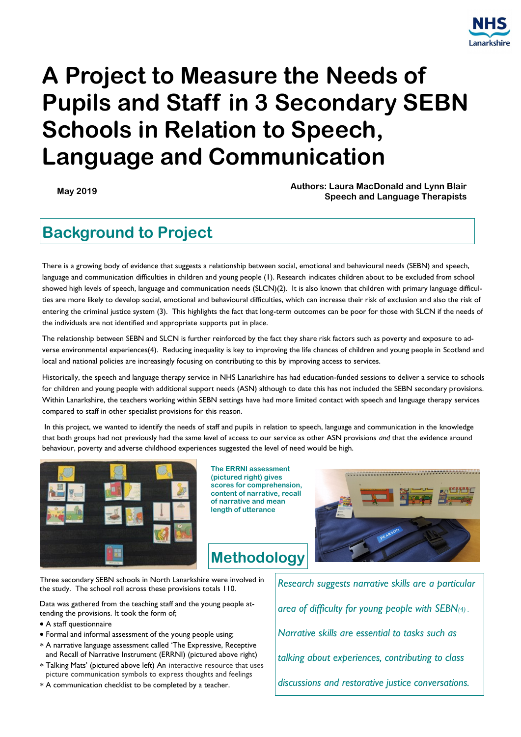# A Project to Measure the Needs of Pupils and Staff in 3 Secondary SEBN Schools in Relation to Speech, Language and Communication

**May 2019**

**Authors: Laura MacDonald and Lynn Blair**
**Speech and Language Therapists**

## Background to Project

There is a growing body of evidence that suggests a relationship between social, emotional and behavioural needs (SEBN) and speech, language and communication difficulties in children and young people (1). Research indicates children about to be excluded from school showed high levels of speech, language and communication needs (SLCN)(2). It is also known that children with primary language difficulties are more likely to develop social, emotional and behavioural difficulties, which can increase their risk of exclusion and also the risk of entering the criminal justice system (3). This highlights the fact that long-term outcomes can be poor for those with SLCN if the needs of the individuals are not identified and appropriate supports put in place.

The relationship between SEBN and SLCN is further reinforced by the fact they share risk factors such as poverty and exposure to adverse environmental experiences(4). Reducing inequality is key to improving the life chances of children and young people in Scotland and local and national policies are increasingly focusing on contributing to this by improving access to services.

Historically, the speech and language therapy service in NHS Lanarkshire has had education-funded sessions to deliver a service to schools for children and young people with additional support needs (ASN) although to date this has not included the SEBN secondary provisions. Within Lanarkshire, the teachers working within SEBN settings have had more limited contact with speech and language therapy services compared to staff in other specialist provisions for this reason.

In this project, we wanted to identify the needs of staff and pupils in relation to speech, language and communication in the knowledge that both groups had not previously had the same level of access to our service as other ASN provisions *and* that the evidence around behaviour, poverty and adverse childhood experiences suggested the level of need would be high.

**The ERRNI assessment (pictured right) gives scores for comprehension, content of narrative, recall of narrative and mean length of utterance**

## Methodology

Three secondary SEBN schools in North Lanarkshire were involved in the study. The school roll across these provisions totals 110.

Data was gathered from the teaching staff and the young people attending the provisions. It took the form of;

- A staff questionnaire
- Formal and informal assessment of the young people using;
  - A narrative language assessment called 'The Expressive, Receptive and Recall of Narrative Instrument (ERRNI) (pictured above right)
  - Talking Mats' (pictured above left) An interactive resource that uses picture communication symbols to express thoughts and feelings
  - A communication checklist to be completed by a teacher.

*Research suggests narrative skills are a particular area of difficulty for young people with SEBN(4). Narrative skills are essential to tasks such as talking about experiences, contributing to class discussions and restorative justice conversations.*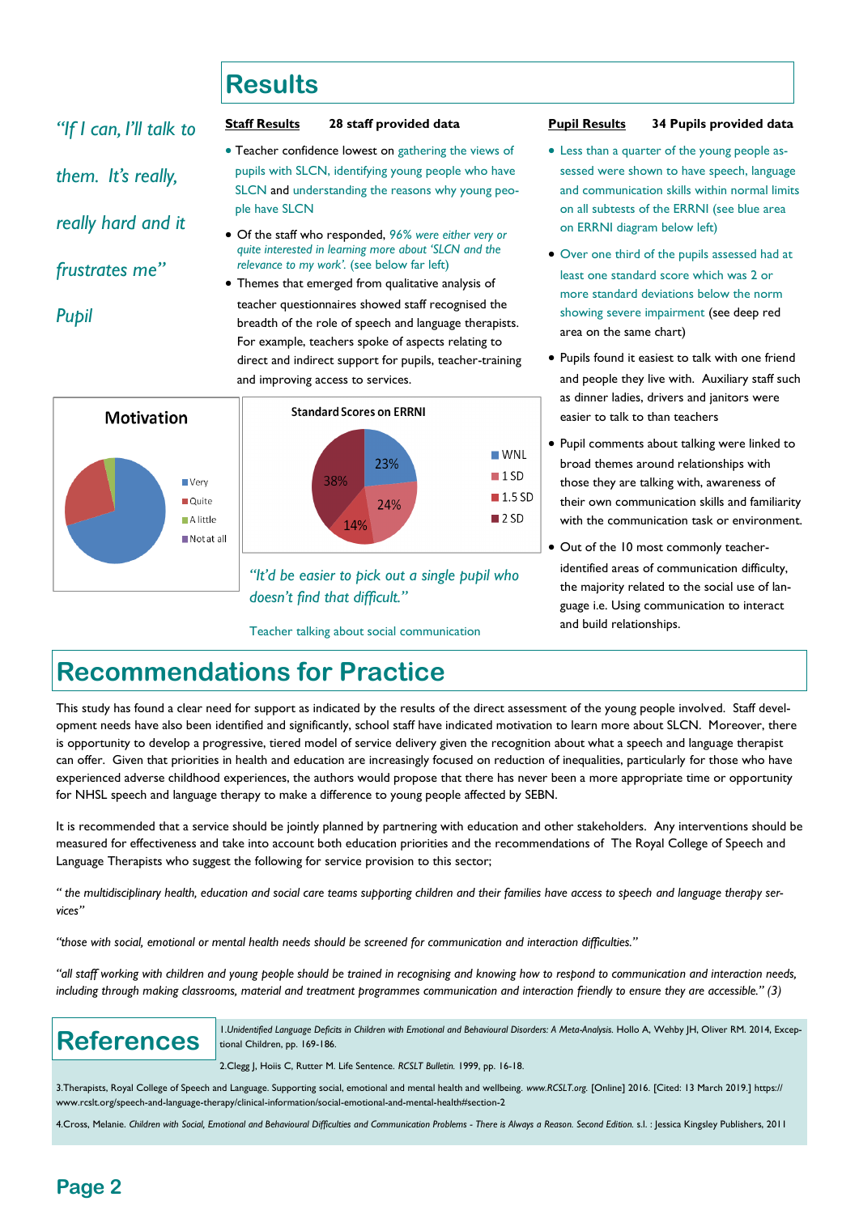# Results

*"If I can, I'll talk to them. It's really, really hard and it frustrates me"*

*Pupil*

**Staff Results** **28 staff provided data**

- Teacher confidence lowest on gathering the views of pupils with SLCN, identifying young people who have SLCN and understanding the reasons why young people have SLCN
- Of the staff who responded, *96% were either very or quite interested in learning more about 'SLCN and the relevance to my work'.* (see below far left)
- Themes that emerged from qualitative analysis of teacher questionnaires showed staff recognised the breadth of the role of speech and language therapists. For example, teachers spoke of aspects relating to direct and indirect support for pupils, teacher-training and improving access to services.

Motivation

Very
Quite
A little
Not at all

Standard Scores on ERRNI

23%
24%
14%
38%

WNL
1 SD
1.5 SD
2 SD

*"It'd be easier to pick out a single pupil who doesn't find that difficult."*

Teacher talking about social communication

**Pupil Results** **34 Pupils provided data**

- Less than a quarter of the young people assessed were shown to have speech, language and communication skills within normal limits on all subtests of the ERRNI (see blue area on ERRNI diagram below left)
- Over one third of the pupils assessed had at least one standard score which was 2 or more standard deviations below the norm showing severe impairment (see deep red area on the same chart)
- Pupils found it easiest to talk with one friend and people they live with. Auxiliary staff such as dinner ladies, drivers and janitors were easier to talk to than teachers
- Pupil comments about talking were linked to broad themes around relationships with those they are talking with, awareness of their own communication skills and familiarity with the communication task or environment.
- Out of the 10 most commonly teacher-identified areas of communication difficulty, the majority related to the social use of language i.e. Using communication to interact and build relationships.

# Recommendations for Practice

This study has found a clear need for support as indicated by the results of the direct assessment of the young people involved. Staff development needs have also been identified and significantly, school staff have indicated motivation to learn more about SLCN. Moreover, there is opportunity to develop a progressive, tiered model of service delivery given the recognition about what a speech and language therapist can offer. Given that priorities in health and education are increasingly focused on reduction of inequalities, particularly for those who have experienced adverse childhood experiences, the authors would propose that there has never been a more appropriate time or opportunity for NHSL speech and language therapy to make a difference to young people affected by SEBN.

It is recommended that a service should be jointly planned by partnering with education and other stakeholders. Any interventions should be measured for effectiveness and take into account both education priorities and the recommendations of The Royal College of Speech and Language Therapists who suggest the following for service provision to this sector;

*" the multidisciplinary health, education and social care teams supporting children and their families have access to speech and language therapy services"*

*"those with social, emotional or mental health needs should be screened for communication and interaction difficulties."*

*"all staff working with children and young people should be trained in recognising and knowing how to respond to communication and interaction needs, including through making classrooms, material and treatment programmes communication and interaction friendly to ensure they are accessible." (3)*

# References

1. *Unidentified Language Deficits in Children with Emotional and Behavioural Disorders: A Meta-Analysis.* Hollo A, Wehby JH, Oliver RM. 2014, Exceptional Children, pp. 169-186.

2. Clegg J, Hoiis C, Rutter M. Life Sentence. *RCSLT Bulletin.* 1999, pp. 16-18.

3. Therapists, Royal College of Speech and Language. Supporting social, emotional and mental health and wellbeing. *www.RCSLT.org.* [Online] 2016. [Cited: 13 March 2019.] https://www.rcslt.org/speech-and-language-therapy/clinical-information/social-emotional-and-mental-health#section-2

4. Cross, Melanie. *Children with Social, Emotional and Behavioural Difficulties and Communication Problems - There is Always a Reason. Second Edition.* s.l. : Jessica Kingsley Publishers, 2011